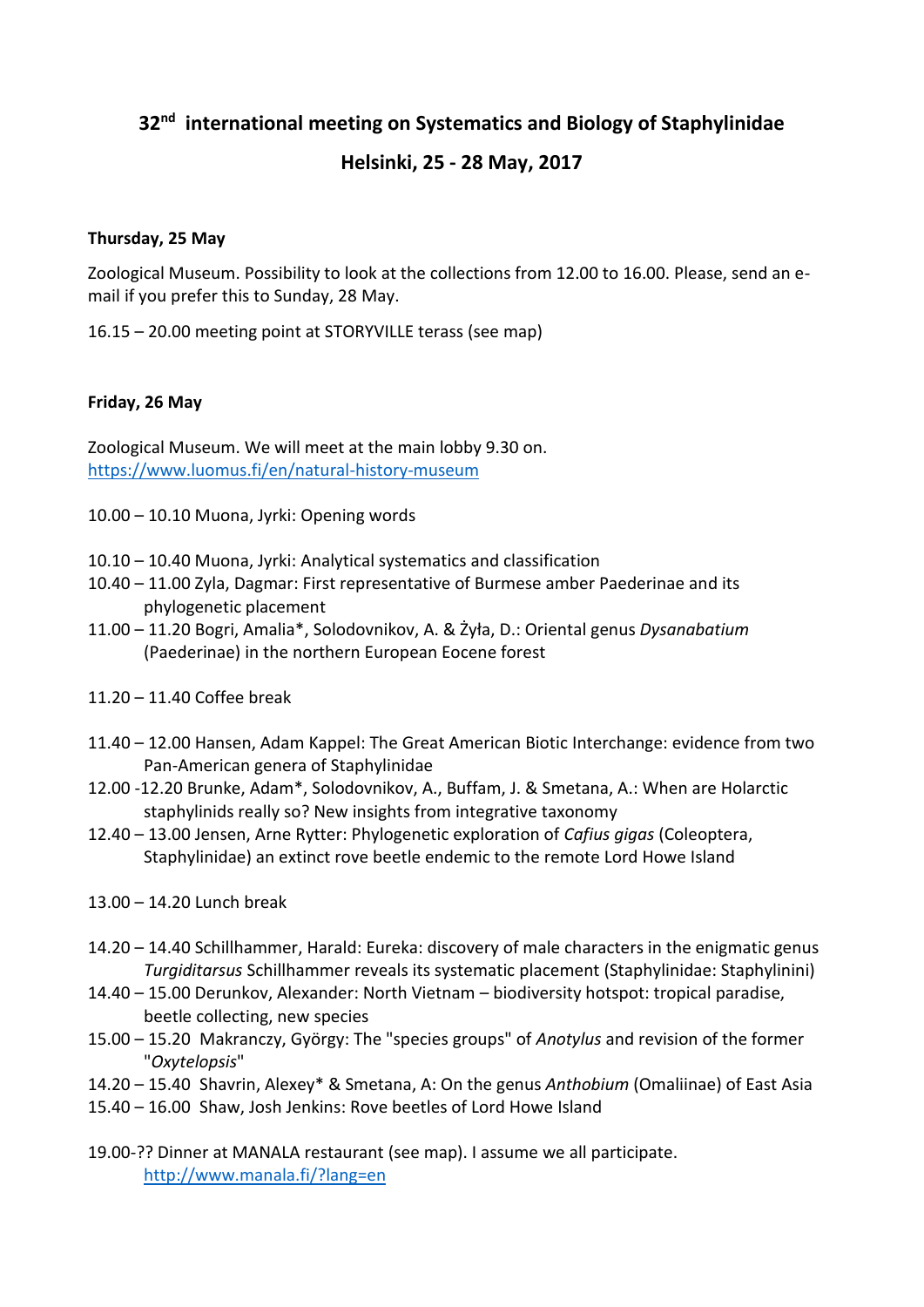# 32nd international meeting on Systematics and Biology of Staphylinidae

## Helsinki, 25 - 28 May, 2017

**Thursday, 25 May**

Zoological Museum. Possibility to look at the collections from 12.00 to 16.00. Please, send an e-mail if you prefer this to Sunday, 28 May.

16.15 – 20.00 meeting point at STORYVILLE terass (see map)

**Friday, 26 May**

Zoological Museum. We will meet at the main lobby 9.30 on.
https://www.luomus.fi/en/natural-history-museum

10.00 – 10.10 Muona, Jyrki: Opening words

10.10 – 10.40 Muona, Jyrki: Analytical systematics and classification
10.40 – 11.00 Zyla, Dagmar: First representative of Burmese amber Paederinae and its phylogenetic placement
11.00 – 11.20 Bogri, Amalia*, Solodovnikov, A. & Żyła, D.: Oriental genus *Dysanabatium* (Paederinae) in the northern European Eocene forest

11.20 – 11.40 Coffee break

11.40 – 12.00 Hansen, Adam Kappel: The Great American Biotic Interchange: evidence from two Pan-American genera of Staphylinidae
12.00 -12.20 Brunke, Adam*, Solodovnikov, A., Buffam, J. & Smetana, A.: When are Holarctic staphylinids really so? New insights from integrative taxonomy
12.40 – 13.00 Jensen, Arne Rytter: Phylogenetic exploration of *Cafius gigas* (Coleoptera, Staphylinidae) an extinct rove beetle endemic to the remote Lord Howe Island

13.00 – 14.20 Lunch break

14.20 – 14.40 Schillhammer, Harald: Eureka: discovery of male characters in the enigmatic genus *Turgiditarsus* Schillhammer reveals its systematic placement (Staphylinidae: Staphylinini)
14.40 – 15.00 Derunkov, Alexander: North Vietnam – biodiversity hotspot: tropical paradise, beetle collecting, new species
15.00 – 15.20 Makranczy, György: The "species groups" of *Anotylus* and revision of the former "*Oxytelopsis*"
14.20 – 15.40 Shavrin, Alexey* & Smetana, A: On the genus *Anthobium* (Omaliinae) of East Asia
15.40 – 16.00 Shaw, Josh Jenkins: Rove beetles of Lord Howe Island

19.00-?? Dinner at MANALA restaurant (see map). I assume we all participate.
http://www.manala.fi/?lang=en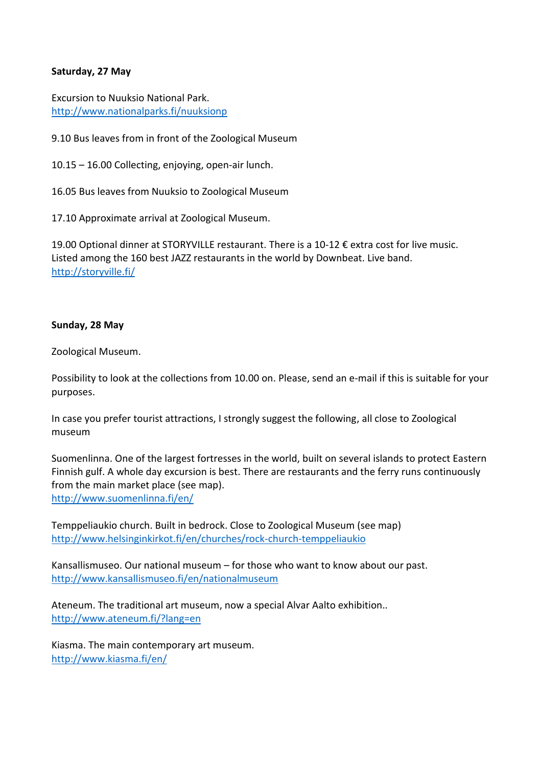**Saturday, 27 May**

Excursion to Nuuksio National Park.
http://www.nationalparks.fi/nuuksionp

9.10 Bus leaves from in front of the Zoological Museum

10.15 – 16.00 Collecting, enjoying, open-air lunch.

16.05 Bus leaves from Nuuksio to Zoological Museum

17.10 Approximate arrival at Zoological Museum.

19.00 Optional dinner at STORYVILLE restaurant. There is a 10-12 € extra cost for live music. Listed among the 160 best JAZZ restaurants in the world by Downbeat. Live band.
http://storyville.fi/

**Sunday, 28 May**

Zoological Museum.

Possibility to look at the collections from 10.00 on. Please, send an e-mail if this is suitable for your purposes.

In case you prefer tourist attractions, I strongly suggest the following, all close to Zoological museum

Suomenlinna. One of the largest fortresses in the world, built on several islands to protect Eastern Finnish gulf. A whole day excursion is best. There are restaurants and the ferry runs continuously from the main market place (see map).
http://www.suomenlinna.fi/en/

Temppeliaukio church. Built in bedrock. Close to Zoological Museum (see map)
http://www.helsinginkirkot.fi/en/churches/rock-church-temppeliaukio

Kansallismuseo. Our national museum – for those who want to know about our past.
http://www.kansallismuseo.fi/en/nationalmuseum

Ateneum. The traditional art museum, now a special Alvar Aalto exhibition..
http://www.ateneum.fi/?lang=en

Kiasma. The main contemporary art museum.
http://www.kiasma.fi/en/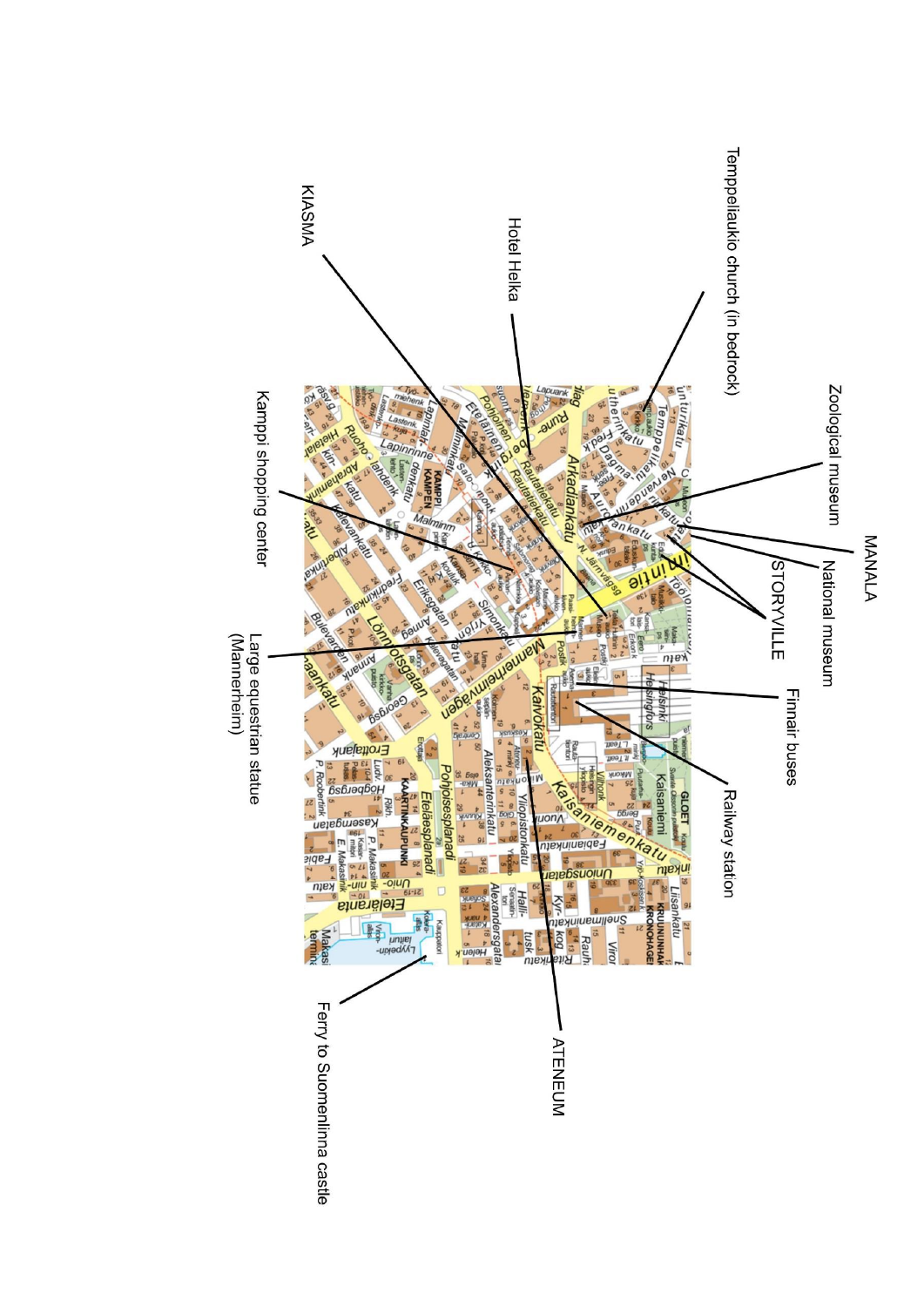Temppeliaukio church (in bedrock)

Zoological museum

MANALA

National museum

STORYVILLE

Hotel Helka

KIASMA

Kamppi shopping center

Large equestrian statue (Mannerheim)

Finnair buses

Railway station

ATENEUM

Ferry to Suomenlinna castle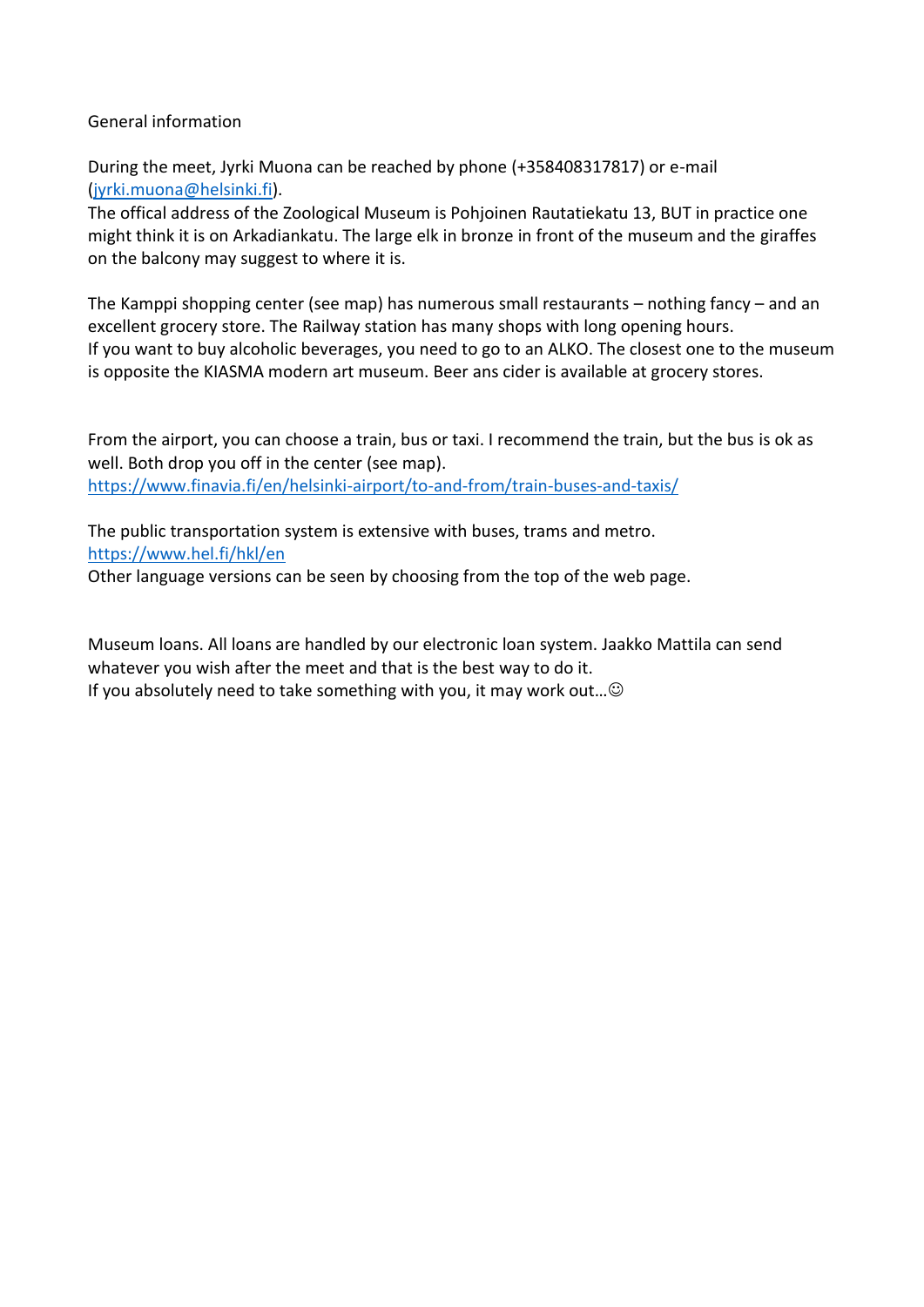General information

During the meet, Jyrki Muona can be reached by phone (+358408317817) or e-mail (jyrki.muona@helsinki.fi).
The offical address of the Zoological Museum is Pohjoinen Rautatiekatu 13, BUT in practice one might think it is on Arkadiankatu. The large elk in bronze in front of the museum and the giraffes on the balcony may suggest to where it is.

The Kamppi shopping center (see map) has numerous small restaurants – nothing fancy – and an excellent grocery store. The Railway station has many shops with long opening hours.
If you want to buy alcoholic beverages, you need to go to an ALKO. The closest one to the museum is opposite the KIASMA modern art museum. Beer ans cider is available at grocery stores.

From the airport, you can choose a train, bus or taxi. I recommend the train, but the bus is ok as well. Both drop you off in the center (see map).
https://www.finavia.fi/en/helsinki-airport/to-and-from/train-buses-and-taxis/

The public transportation system is extensive with buses, trams and metro.
https://www.hel.fi/hkl/en
Other language versions can be seen by choosing from the top of the web page.

Museum loans. All loans are handled by our electronic loan system. Jaakko Mattila can send whatever you wish after the meet and that is the best way to do it.
If you absolutely need to take something with you, it may work out…☺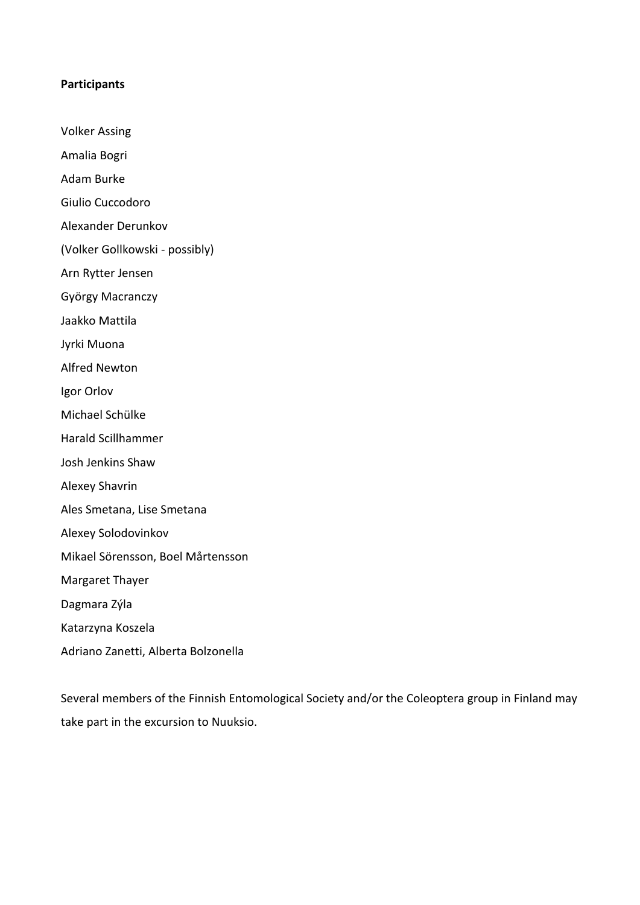**Participants**

Volker Assing

Amalia Bogri

Adam Burke

Giulio Cuccodoro

Alexander Derunkov

(Volker Gollkowski - possibly)

Arn Rytter Jensen

György Macranczy

Jaakko Mattila

Jyrki Muona

Alfred Newton

Igor Orlov

Michael Schülke

Harald Scillhammer

Josh Jenkins Shaw

Alexey Shavrin

Ales Smetana, Lise Smetana

Alexey Solodovinkov

Mikael Sörensson, Boel Mårtensson

Margaret Thayer

Dagmara Zýla

Katarzyna Koszela

Adriano Zanetti, Alberta Bolzonella

Several members of the Finnish Entomological Society and/or the Coleoptera group in Finland may take part in the excursion to Nuuksio.